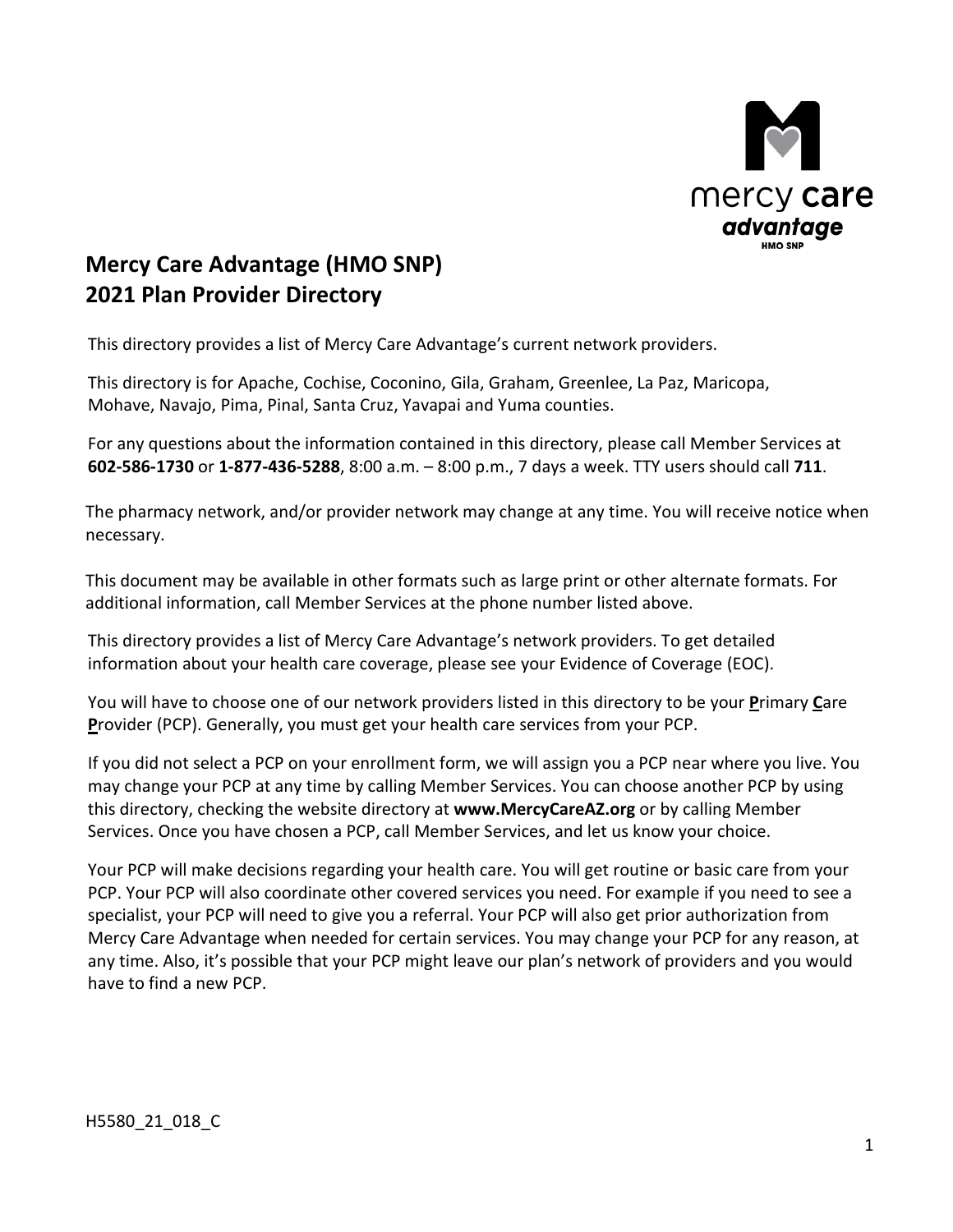# Mercy Care Advantage (HMO SNP)
# 2021 Plan Provider Directory

This directory provides a list of Mercy Care Advantage's current network providers.

This directory is for Apache, Cochise, Coconino, Gila, Graham, Greenlee, La Paz, Maricopa, Mohave, Navajo, Pima, Pinal, Santa Cruz, Yavapai and Yuma counties.

For any questions about the information contained in this directory, please call Member Services at **602-586-1730** or **1-877-436-5288**, 8:00 a.m. – 8:00 p.m., 7 days a week. TTY users should call **711**.

The pharmacy network, and/or provider network may change at any time. You will receive notice when necessary.

This document may be available in other formats such as large print or other alternate formats. For additional information, call Member Services at the phone number listed above.

This directory provides a list of Mercy Care Advantage's network providers. To get detailed information about your health care coverage, please see your Evidence of Coverage (EOC).

You will have to choose one of our network providers listed in this directory to be your **P**rimary **C**are **P**rovider (PCP). Generally, you must get your health care services from your PCP.

If you did not select a PCP on your enrollment form, we will assign you a PCP near where you live. You may change your PCP at any time by calling Member Services. You can choose another PCP by using this directory, checking the website directory at **www.MercyCareAZ.org** or by calling Member Services. Once you have chosen a PCP, call Member Services, and let us know your choice.

Your PCP will make decisions regarding your health care. You will get routine or basic care from your PCP. Your PCP will also coordinate other covered services you need. For example if you need to see a specialist, your PCP will need to give you a referral. Your PCP will also get prior authorization from Mercy Care Advantage when needed for certain services. You may change your PCP for any reason, at any time. Also, it's possible that your PCP might leave our plan's network of providers and you would have to find a new PCP.

H5580_21_018_C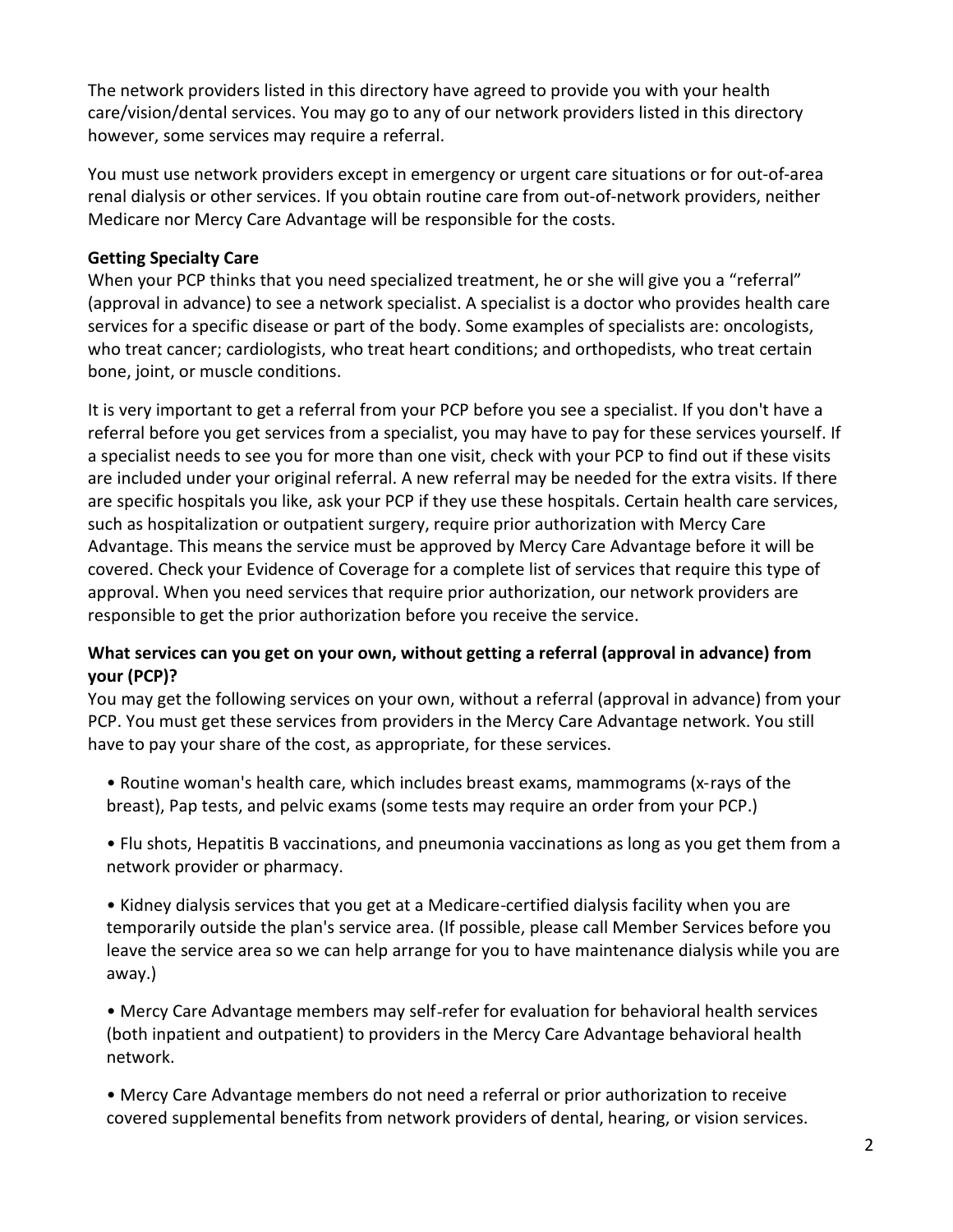The network providers listed in this directory have agreed to provide you with your health care/vision/dental services. You may go to any of our network providers listed in this directory however, some services may require a referral.

You must use network providers except in emergency or urgent care situations or for out-of-area renal dialysis or other services. If you obtain routine care from out-of-network providers, neither Medicare nor Mercy Care Advantage will be responsible for the costs.

**Getting Specialty Care**

When your PCP thinks that you need specialized treatment, he or she will give you a "referral" (approval in advance) to see a network specialist. A specialist is a doctor who provides health care services for a specific disease or part of the body. Some examples of specialists are: oncologists, who treat cancer; cardiologists, who treat heart conditions; and orthopedists, who treat certain bone, joint, or muscle conditions.

It is very important to get a referral from your PCP before you see a specialist. If you don't have a referral before you get services from a specialist, you may have to pay for these services yourself. If a specialist needs to see you for more than one visit, check with your PCP to find out if these visits are included under your original referral. A new referral may be needed for the extra visits. If there are specific hospitals you like, ask your PCP if they use these hospitals. Certain health care services, such as hospitalization or outpatient surgery, require prior authorization with Mercy Care Advantage. This means the service must be approved by Mercy Care Advantage before it will be covered. Check your Evidence of Coverage for a complete list of services that require this type of approval. When you need services that require prior authorization, our network providers are responsible to get the prior authorization before you receive the service.

**What services can you get on your own, without getting a referral (approval in advance) from your (PCP)?**

You may get the following services on your own, without a referral (approval in advance) from your PCP. You must get these services from providers in the Mercy Care Advantage network. You still have to pay your share of the cost, as appropriate, for these services.

- Routine woman's health care, which includes breast exams, mammograms (x-rays of the breast), Pap tests, and pelvic exams (some tests may require an order from your PCP.)
- Flu shots, Hepatitis B vaccinations, and pneumonia vaccinations as long as you get them from a network provider or pharmacy.
- Kidney dialysis services that you get at a Medicare-certified dialysis facility when you are temporarily outside the plan's service area. (If possible, please call Member Services before you leave the service area so we can help arrange for you to have maintenance dialysis while you are away.)
- Mercy Care Advantage members may self-refer for evaluation for behavioral health services (both inpatient and outpatient) to providers in the Mercy Care Advantage behavioral health network.
- Mercy Care Advantage members do not need a referral or prior authorization to receive covered supplemental benefits from network providers of dental, hearing, or vision services.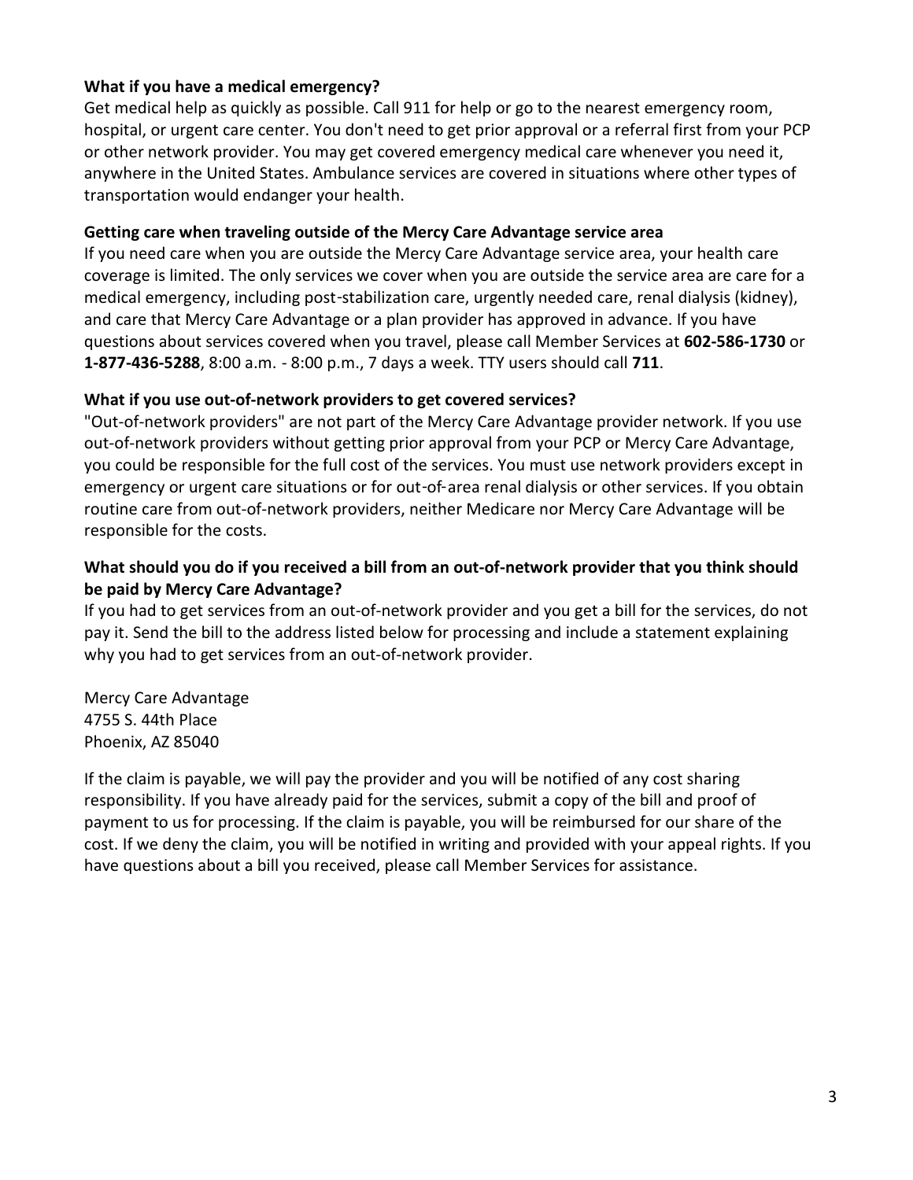### What if you have a medical emergency?

Get medical help as quickly as possible. Call 911 for help or go to the nearest emergency room, hospital, or urgent care center. You don't need to get prior approval or a referral first from your PCP or other network provider. You may get covered emergency medical care whenever you need it, anywhere in the United States. Ambulance services are covered in situations where other types of transportation would endanger your health.

### Getting care when traveling outside of the Mercy Care Advantage service area

If you need care when you are outside the Mercy Care Advantage service area, your health care coverage is limited. The only services we cover when you are outside the service area are care for a medical emergency, including post-stabilization care, urgently needed care, renal dialysis (kidney), and care that Mercy Care Advantage or a plan provider has approved in advance. If you have questions about services covered when you travel, please call Member Services at **602-586-1730** or **1-877-436-5288**, 8:00 a.m. - 8:00 p.m., 7 days a week. TTY users should call **711**.

### What if you use out-of-network providers to get covered services?

"Out-of-network providers" are not part of the Mercy Care Advantage provider network. If you use out-of-network providers without getting prior approval from your PCP or Mercy Care Advantage, you could be responsible for the full cost of the services. You must use network providers except in emergency or urgent care situations or for out-of-area renal dialysis or other services. If you obtain routine care from out-of-network providers, neither Medicare nor Mercy Care Advantage will be responsible for the costs.

### What should you do if you received a bill from an out-of-network provider that you think should be paid by Mercy Care Advantage?

If you had to get services from an out-of-network provider and you get a bill for the services, do not pay it. Send the bill to the address listed below for processing and include a statement explaining why you had to get services from an out-of-network provider.

Mercy Care Advantage
4755 S. 44th Place
Phoenix, AZ 85040

If the claim is payable, we will pay the provider and you will be notified of any cost sharing responsibility. If you have already paid for the services, submit a copy of the bill and proof of payment to us for processing. If the claim is payable, you will be reimbursed for our share of the cost. If we deny the claim, you will be notified in writing and provided with your appeal rights. If you have questions about a bill you received, please call Member Services for assistance.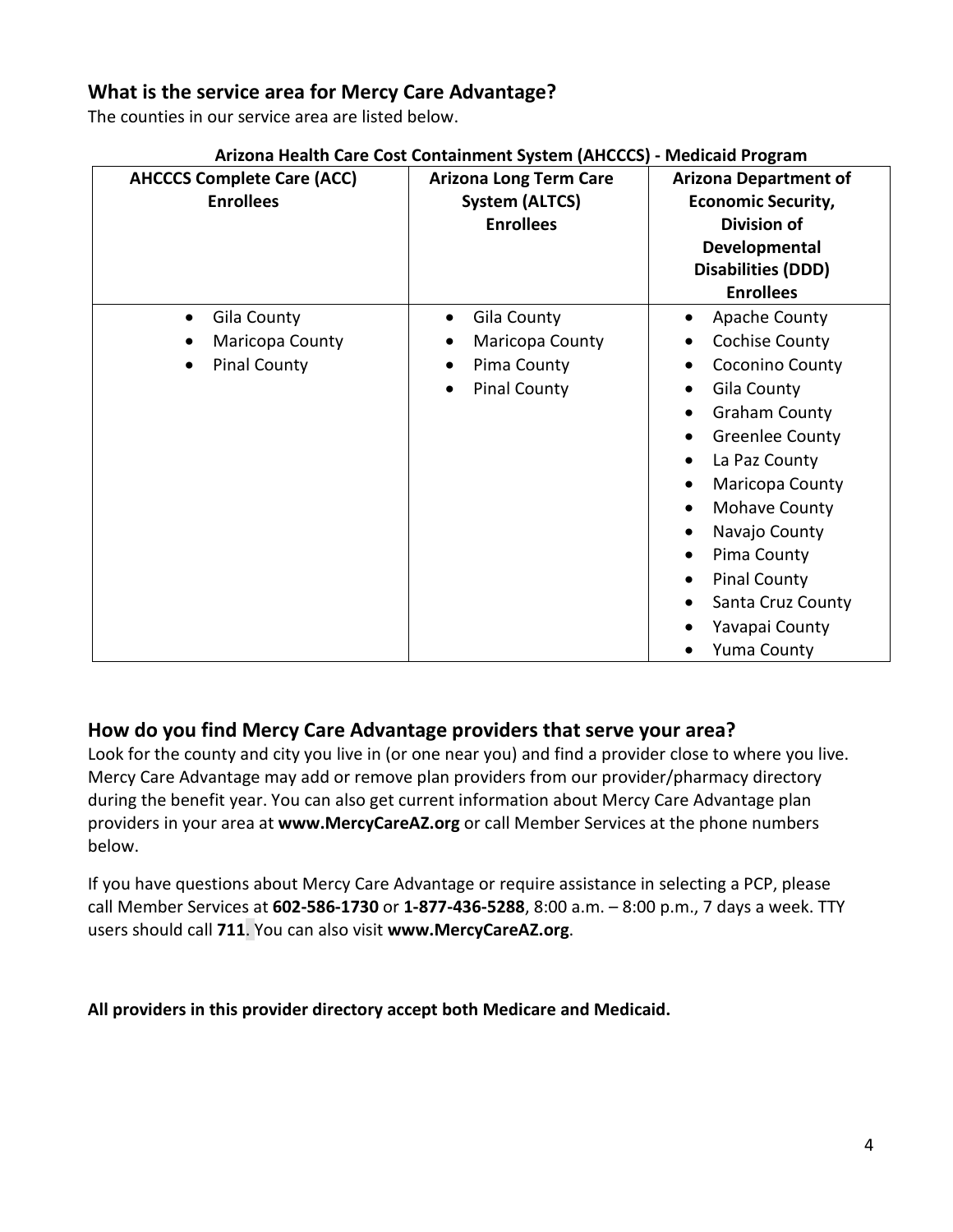## What is the service area for Mercy Care Advantage?

The counties in our service area are listed below.

**Arizona Health Care Cost Containment System (AHCCCS) - Medicaid Program**

| AHCCCS Complete Care (ACC) Enrollees | Arizona Long Term Care System (ALTCS) Enrollees | Arizona Department of Economic Security, Division of Developmental Disabilities (DDD) Enrollees |
|---|---|---|
| • Gila County<br>• Maricopa County<br>• Pinal County | • Gila County<br>• Maricopa County<br>• Pima County<br>• Pinal County | • Apache County<br>• Cochise County<br>• Coconino County<br>• Gila County<br>• Graham County<br>• Greenlee County<br>• La Paz County<br>• Maricopa County<br>• Mohave County<br>• Navajo County<br>• Pima County<br>• Pinal County<br>• Santa Cruz County<br>• Yavapai County<br>• Yuma County |

## How do you find Mercy Care Advantage providers that serve your area?

Look for the county and city you live in (or one near you) and find a provider close to where you live. Mercy Care Advantage may add or remove plan providers from our provider/pharmacy directory during the benefit year. You can also get current information about Mercy Care Advantage plan providers in your area at **www.MercyCareAZ.org** or call Member Services at the phone numbers below.

If you have questions about Mercy Care Advantage or require assistance in selecting a PCP, please call Member Services at **602-586-1730** or **1-877-436-5288**, 8:00 a.m. – 8:00 p.m., 7 days a week. TTY users should call **711**. You can also visit **www.MercyCareAZ.org**.

**All providers in this provider directory accept both Medicare and Medicaid.**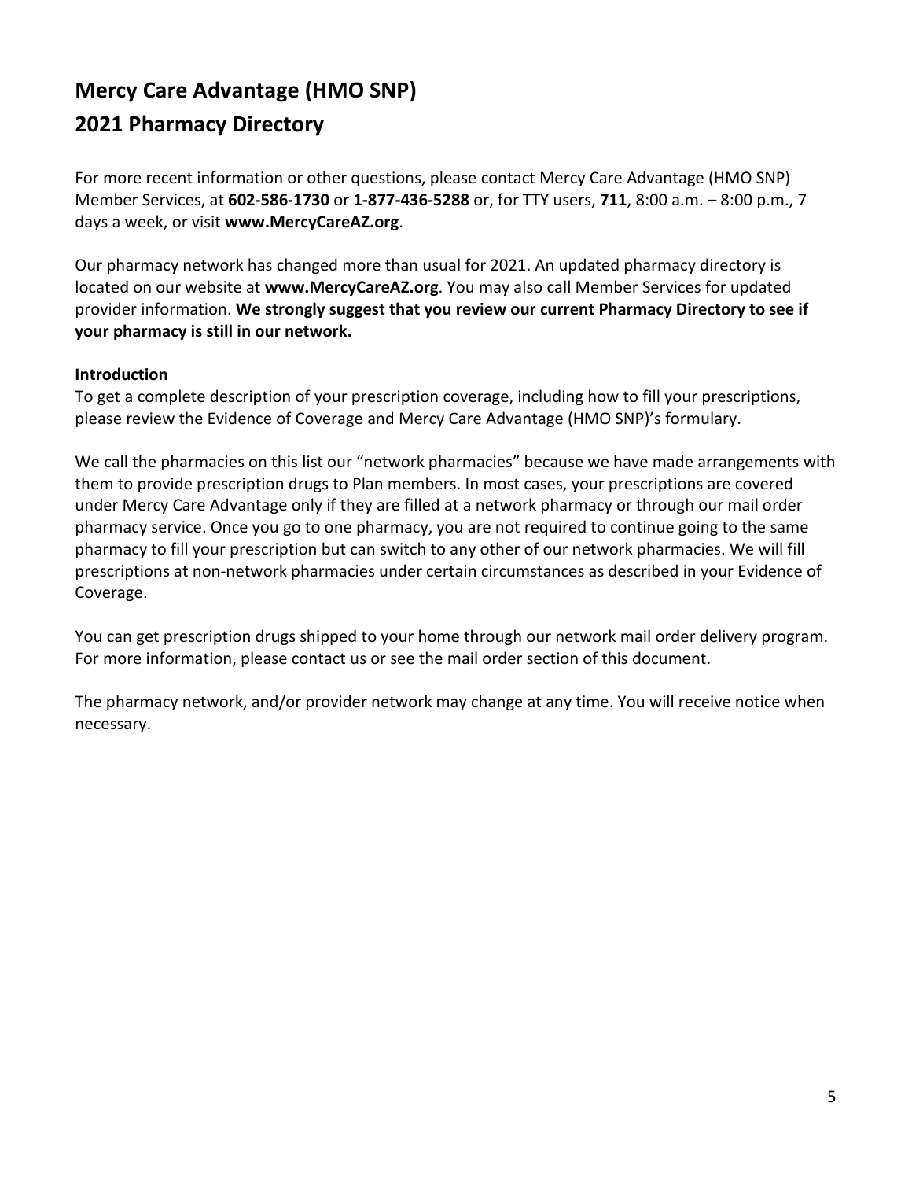# Mercy Care Advantage (HMO SNP)

# 2021 Pharmacy Directory

For more recent information or other questions, please contact Mercy Care Advantage (HMO SNP) Member Services, at **602-586-1730** or **1-877-436-5288** or, for TTY users, **711**, 8:00 a.m. – 8:00 p.m., 7 days a week, or visit **www.MercyCareAZ.org**.

Our pharmacy network has changed more than usual for 2021. An updated pharmacy directory is located on our website at **www.MercyCareAZ.org**. You may also call Member Services for updated provider information. **We strongly suggest that you review our current Pharmacy Directory to see if your pharmacy is still in our network.**

**Introduction**

To get a complete description of your prescription coverage, including how to fill your prescriptions, please review the Evidence of Coverage and Mercy Care Advantage (HMO SNP)'s formulary.

We call the pharmacies on this list our "network pharmacies" because we have made arrangements with them to provide prescription drugs to Plan members. In most cases, your prescriptions are covered under Mercy Care Advantage only if they are filled at a network pharmacy or through our mail order pharmacy service. Once you go to one pharmacy, you are not required to continue going to the same pharmacy to fill your prescription but can switch to any other of our network pharmacies. We will fill prescriptions at non-network pharmacies under certain circumstances as described in your Evidence of Coverage.

You can get prescription drugs shipped to your home through our network mail order delivery program. For more information, please contact us or see the mail order section of this document.

The pharmacy network, and/or provider network may change at any time. You will receive notice when necessary.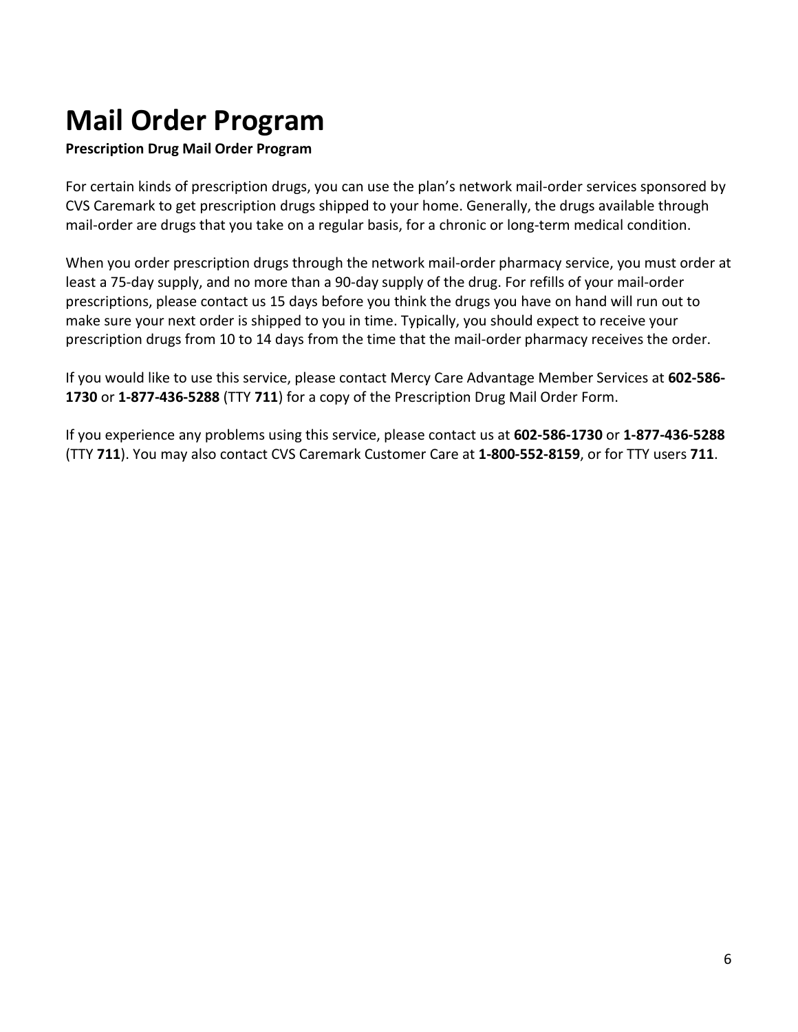# Mail Order Program

**Prescription Drug Mail Order Program**

For certain kinds of prescription drugs, you can use the plan's network mail-order services sponsored by CVS Caremark to get prescription drugs shipped to your home. Generally, the drugs available through mail-order are drugs that you take on a regular basis, for a chronic or long-term medical condition.

When you order prescription drugs through the network mail-order pharmacy service, you must order at least a 75-day supply, and no more than a 90-day supply of the drug. For refills of your mail-order prescriptions, please contact us 15 days before you think the drugs you have on hand will run out to make sure your next order is shipped to you in time. Typically, you should expect to receive your prescription drugs from 10 to 14 days from the time that the mail-order pharmacy receives the order.

If you would like to use this service, please contact Mercy Care Advantage Member Services at **602-586-1730** or **1-877-436-5288** (TTY **711**) for a copy of the Prescription Drug Mail Order Form.

If you experience any problems using this service, please contact us at **602-586-1730** or **1-877-436-5288** (TTY **711**). You may also contact CVS Caremark Customer Care at **1-800-552-8159**, or for TTY users **711**.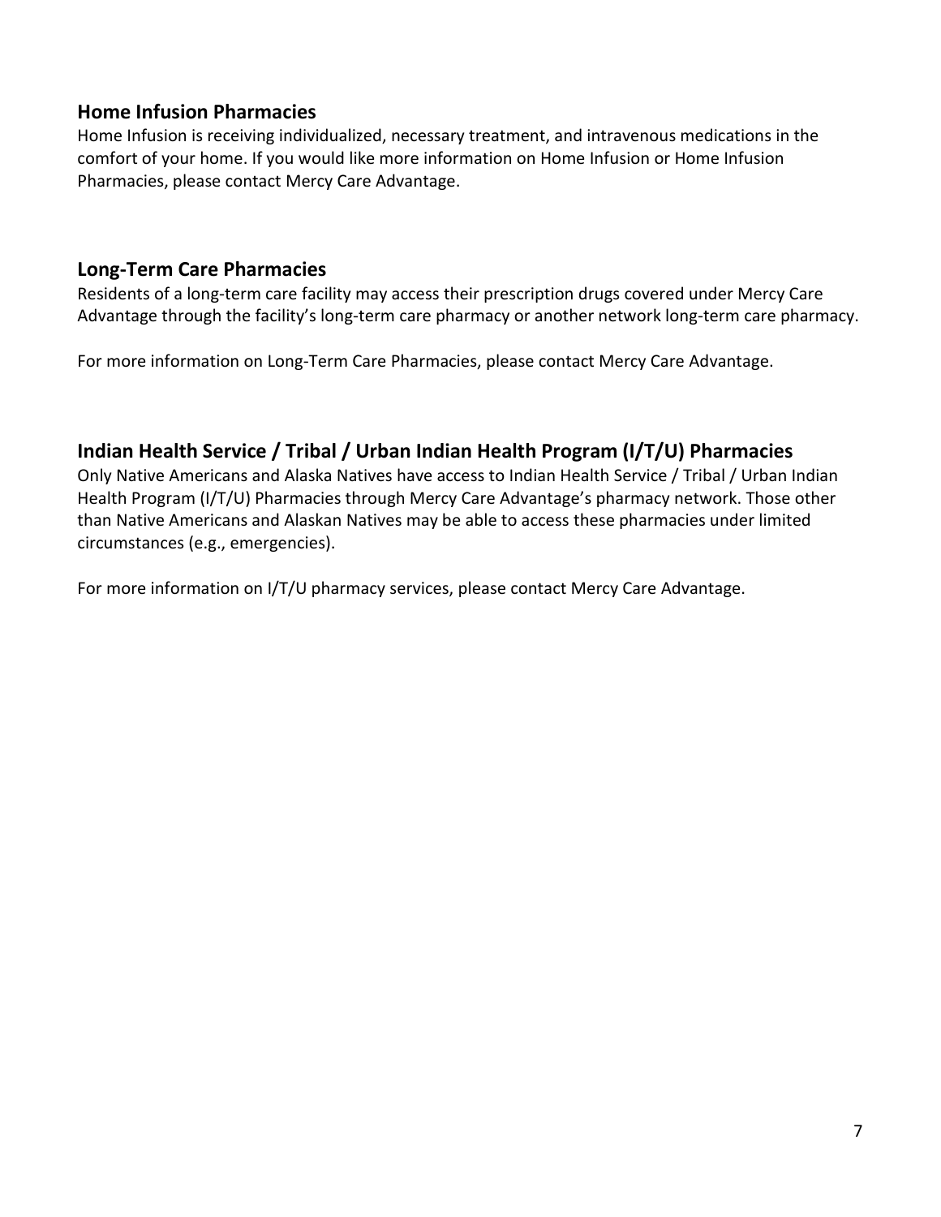## Home Infusion Pharmacies

Home Infusion is receiving individualized, necessary treatment, and intravenous medications in the comfort of your home. If you would like more information on Home Infusion or Home Infusion Pharmacies, please contact Mercy Care Advantage.

## Long-Term Care Pharmacies

Residents of a long-term care facility may access their prescription drugs covered under Mercy Care Advantage through the facility's long-term care pharmacy or another network long-term care pharmacy.

For more information on Long-Term Care Pharmacies, please contact Mercy Care Advantage.

## Indian Health Service / Tribal / Urban Indian Health Program (I/T/U) Pharmacies

Only Native Americans and Alaska Natives have access to Indian Health Service / Tribal / Urban Indian Health Program (I/T/U) Pharmacies through Mercy Care Advantage's pharmacy network. Those other than Native Americans and Alaskan Natives may be able to access these pharmacies under limited circumstances (e.g., emergencies).

For more information on I/T/U pharmacy services, please contact Mercy Care Advantage.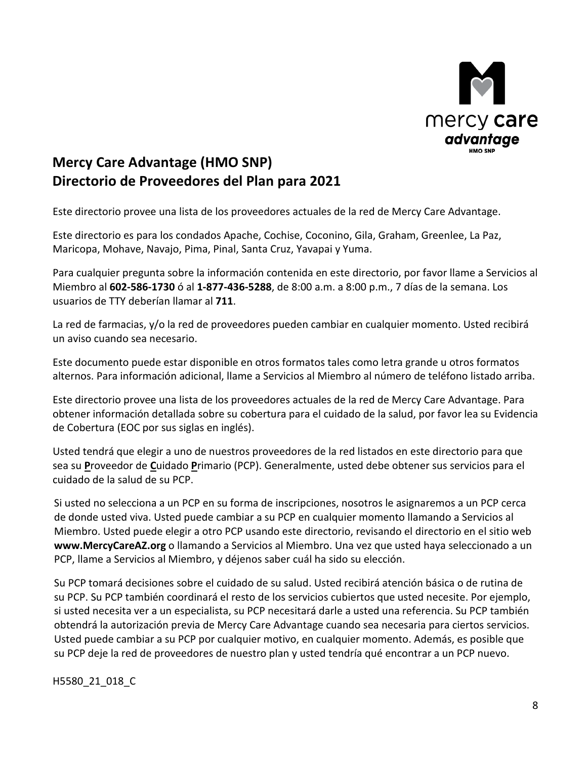# Mercy Care Advantage (HMO SNP)
# Directorio de Proveedores del Plan para 2021

Este directorio provee una lista de los proveedores actuales de la red de Mercy Care Advantage.

Este directorio es para los condados Apache, Cochise, Coconino, Gila, Graham, Greenlee, La Paz, Maricopa, Mohave, Navajo, Pima, Pinal, Santa Cruz, Yavapai y Yuma.

Para cualquier pregunta sobre la información contenida en este directorio, por favor llame a Servicios al Miembro al **602-586-1730** ó al **1-877-436-5288**, de 8:00 a.m. a 8:00 p.m., 7 días de la semana. Los usuarios de TTY deberían llamar al **711**.

La red de farmacias, y/o la red de proveedores pueden cambiar en cualquier momento. Usted recibirá un aviso cuando sea necesario.

Este documento puede estar disponible en otros formatos tales como letra grande u otros formatos alternos. Para información adicional, llame a Servicios al Miembro al número de teléfono listado arriba.

Este directorio provee una lista de los proveedores actuales de la red de Mercy Care Advantage. Para obtener información detallada sobre su cobertura para el cuidado de la salud, por favor lea su Evidencia de Cobertura (EOC por sus siglas en inglés).

Usted tendrá que elegir a uno de nuestros proveedores de la red listados en este directorio para que sea su **P**roveedor de **C**uidado **P**rimario (PCP). Generalmente, usted debe obtener sus servicios para el cuidado de la salud de su PCP.

Si usted no selecciona a un PCP en su forma de inscripciones, nosotros le asignaremos a un PCP cerca de donde usted viva. Usted puede cambiar a su PCP en cualquier momento llamando a Servicios al Miembro. Usted puede elegir a otro PCP usando este directorio, revisando el directorio en el sitio web **www.MercyCareAZ.org** o llamando a Servicios al Miembro. Una vez que usted haya seleccionado a un PCP, llame a Servicios al Miembro, y déjenos saber cuál ha sido su elección.

Su PCP tomará decisiones sobre el cuidado de su salud. Usted recibirá atención básica o de rutina de su PCP. Su PCP también coordinará el resto de los servicios cubiertos que usted necesite. Por ejemplo, si usted necesita ver a un especialista, su PCP necesitará darle a usted una referencia. Su PCP también obtendrá la autorización previa de Mercy Care Advantage cuando sea necesaria para ciertos servicios. Usted puede cambiar a su PCP por cualquier motivo, en cualquier momento. Además, es posible que su PCP deje la red de proveedores de nuestro plan y usted tendría qué encontrar a un PCP nuevo.

H5580_21_018_C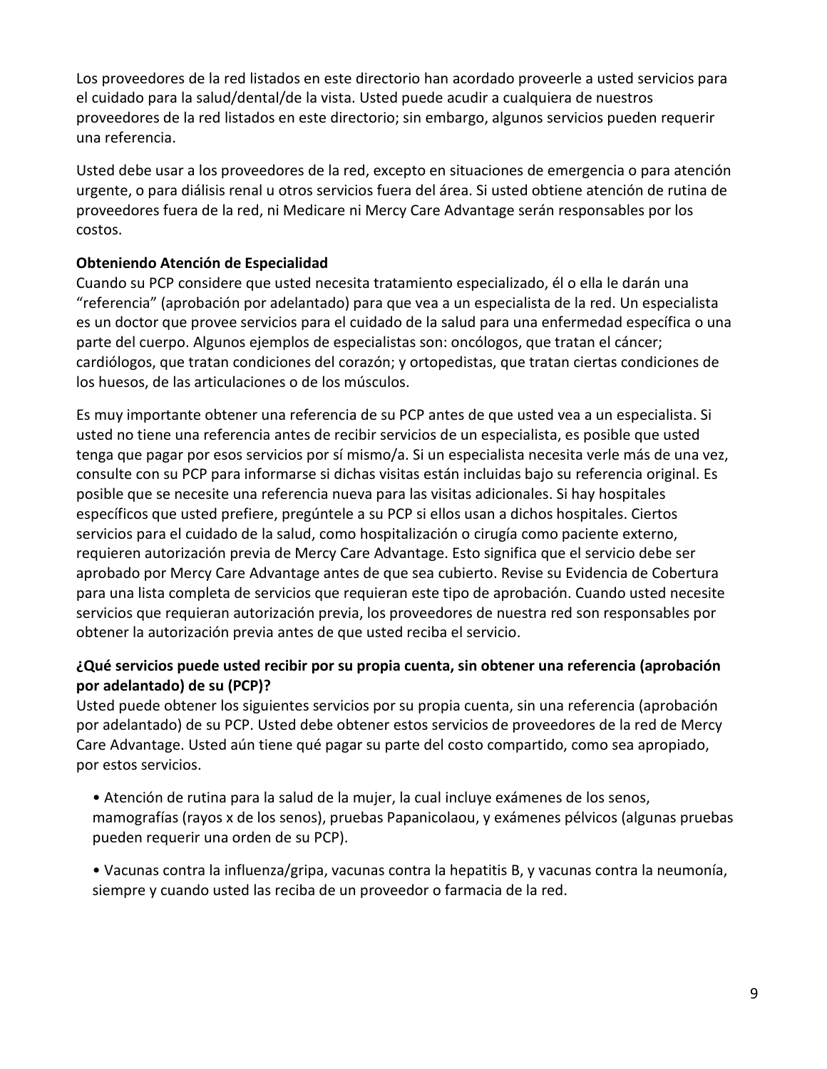Los proveedores de la red listados en este directorio han acordado proveerle a usted servicios para el cuidado para la salud/dental/de la vista. Usted puede acudir a cualquiera de nuestros proveedores de la red listados en este directorio; sin embargo, algunos servicios pueden requerir una referencia.

Usted debe usar a los proveedores de la red, excepto en situaciones de emergencia o para atención urgente, o para diálisis renal u otros servicios fuera del área. Si usted obtiene atención de rutina de proveedores fuera de la red, ni Medicare ni Mercy Care Advantage serán responsables por los costos.

**Obteniendo Atención de Especialidad**

Cuando su PCP considere que usted necesita tratamiento especializado, él o ella le darán una "referencia" (aprobación por adelantado) para que vea a un especialista de la red. Un especialista es un doctor que provee servicios para el cuidado de la salud para una enfermedad específica o una parte del cuerpo. Algunos ejemplos de especialistas son: oncólogos, que tratan el cáncer; cardiólogos, que tratan condiciones del corazón; y ortopedistas, que tratan ciertas condiciones de los huesos, de las articulaciones o de los músculos.

Es muy importante obtener una referencia de su PCP antes de que usted vea a un especialista. Si usted no tiene una referencia antes de recibir servicios de un especialista, es posible que usted tenga que pagar por esos servicios por sí mismo/a. Si un especialista necesita verle más de una vez, consulte con su PCP para informarse si dichas visitas están incluidas bajo su referencia original. Es posible que se necesite una referencia nueva para las visitas adicionales. Si hay hospitales específicos que usted prefiere, pregúntele a su PCP si ellos usan a dichos hospitales. Ciertos servicios para el cuidado de la salud, como hospitalización o cirugía como paciente externo, requieren autorización previa de Mercy Care Advantage. Esto significa que el servicio debe ser aprobado por Mercy Care Advantage antes de que sea cubierto. Revise su Evidencia de Cobertura para una lista completa de servicios que requieran este tipo de aprobación. Cuando usted necesite servicios que requieran autorización previa, los proveedores de nuestra red son responsables por obtener la autorización previa antes de que usted reciba el servicio.

**¿Qué servicios puede usted recibir por su propia cuenta, sin obtener una referencia (aprobación por adelantado) de su (PCP)?**

Usted puede obtener los siguientes servicios por su propia cuenta, sin una referencia (aprobación por adelantado) de su PCP. Usted debe obtener estos servicios de proveedores de la red de Mercy Care Advantage. Usted aún tiene qué pagar su parte del costo compartido, como sea apropiado, por estos servicios.

- Atención de rutina para la salud de la mujer, la cual incluye exámenes de los senos, mamografías (rayos x de los senos), pruebas Papanicolaou, y exámenes pélvicos (algunas pruebas pueden requerir una orden de su PCP).

- Vacunas contra la influenza/gripa, vacunas contra la hepatitis B, y vacunas contra la neumonía, siempre y cuando usted las reciba de un proveedor o farmacia de la red.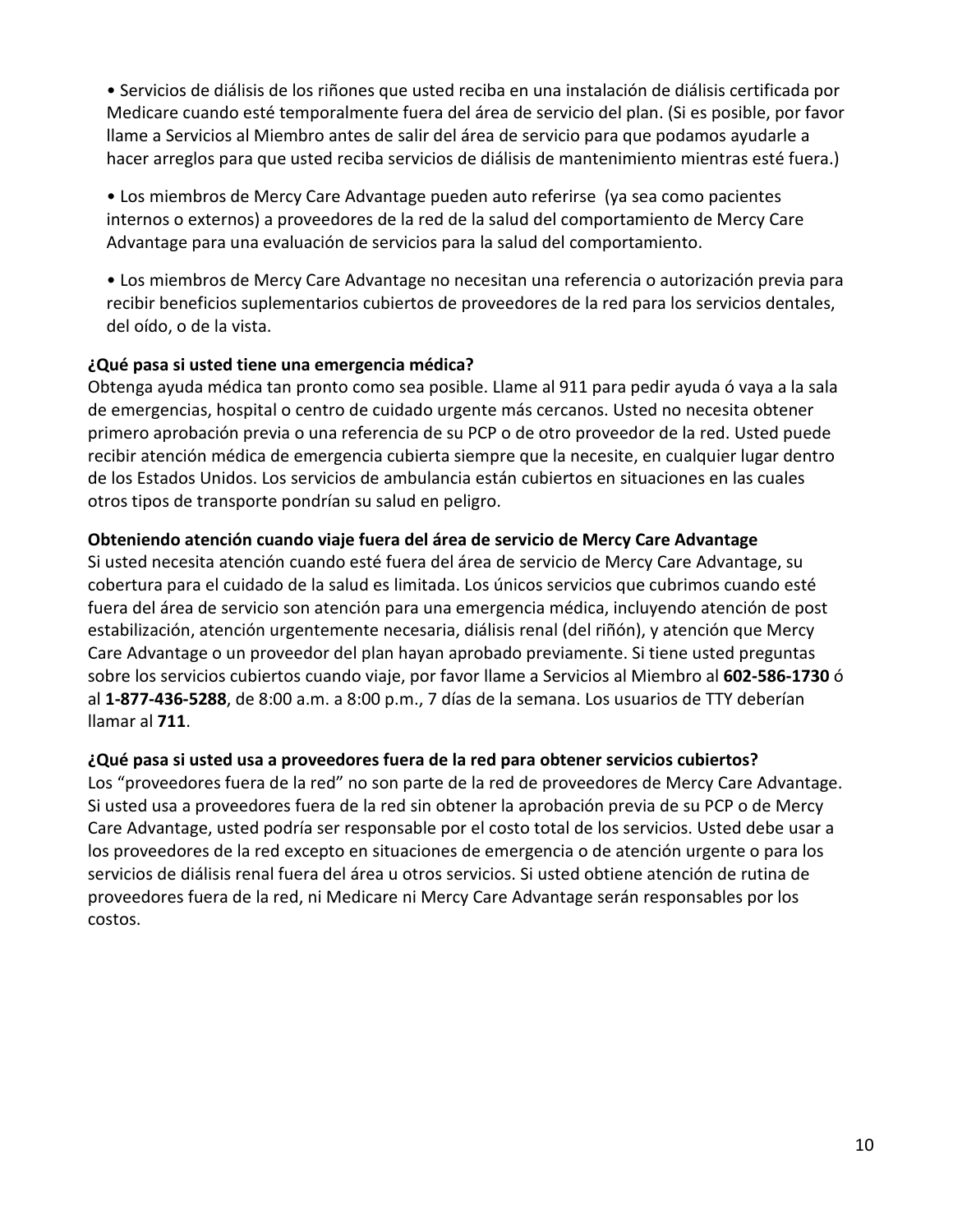- Servicios de diálisis de los riñones que usted reciba en una instalación de diálisis certificada por Medicare cuando esté temporalmente fuera del área de servicio del plan. (Si es posible, por favor llame a Servicios al Miembro antes de salir del área de servicio para que podamos ayudarle a hacer arreglos para que usted reciba servicios de diálisis de mantenimiento mientras esté fuera.)

- Los miembros de Mercy Care Advantage pueden auto referirse (ya sea como pacientes internos o externos) a proveedores de la red de la salud del comportamiento de Mercy Care Advantage para una evaluación de servicios para la salud del comportamiento.

- Los miembros de Mercy Care Advantage no necesitan una referencia o autorización previa para recibir beneficios suplementarios cubiertos de proveedores de la red para los servicios dentales, del oído, o de la vista.

**¿Qué pasa si usted tiene una emergencia médica?**
Obtenga ayuda médica tan pronto como sea posible. Llame al 911 para pedir ayuda ó vaya a la sala de emergencias, hospital o centro de cuidado urgente más cercanos. Usted no necesita obtener primero aprobación previa o una referencia de su PCP o de otro proveedor de la red. Usted puede recibir atención médica de emergencia cubierta siempre que la necesite, en cualquier lugar dentro de los Estados Unidos. Los servicios de ambulancia están cubiertos en situaciones en las cuales otros tipos de transporte pondrían su salud en peligro.

**Obteniendo atención cuando viaje fuera del área de servicio de Mercy Care Advantage**
Si usted necesita atención cuando esté fuera del área de servicio de Mercy Care Advantage, su cobertura para el cuidado de la salud es limitada. Los únicos servicios que cubrimos cuando esté fuera del área de servicio son atención para una emergencia médica, incluyendo atención de post estabilización, atención urgentemente necesaria, diálisis renal (del riñón), y atención que Mercy Care Advantage o un proveedor del plan hayan aprobado previamente. Si tiene usted preguntas sobre los servicios cubiertos cuando viaje, por favor llame a Servicios al Miembro al **602-586-1730** ó al **1-877-436-5288**, de 8:00 a.m. a 8:00 p.m., 7 días de la semana. Los usuarios de TTY deberían llamar al **711**.

**¿Qué pasa si usted usa a proveedores fuera de la red para obtener servicios cubiertos?**
Los “proveedores fuera de la red” no son parte de la red de proveedores de Mercy Care Advantage. Si usted usa a proveedores fuera de la red sin obtener la aprobación previa de su PCP o de Mercy Care Advantage, usted podría ser responsable por el costo total de los servicios. Usted debe usar a los proveedores de la red excepto en situaciones de emergencia o de atención urgente o para los servicios de diálisis renal fuera del área u otros servicios. Si usted obtiene atención de rutina de proveedores fuera de la red, ni Medicare ni Mercy Care Advantage serán responsables por los costos.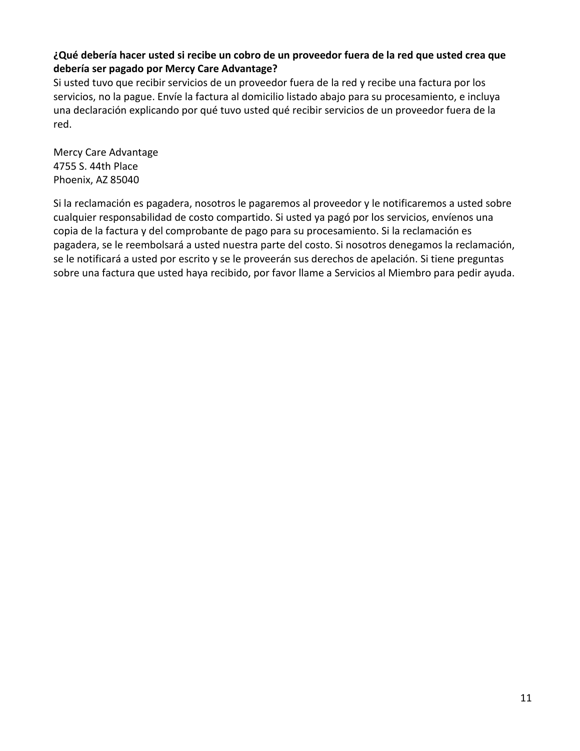**¿Qué debería hacer usted si recibe un cobro de un proveedor fuera de la red que usted crea que debería ser pagado por Mercy Care Advantage?**

Si usted tuvo que recibir servicios de un proveedor fuera de la red y recibe una factura por los servicios, no la pague. Envíe la factura al domicilio listado abajo para su procesamiento, e incluya una declaración explicando por qué tuvo usted qué recibir servicios de un proveedor fuera de la red.

Mercy Care Advantage
4755 S. 44th Place
Phoenix, AZ 85040

Si la reclamación es pagadera, nosotros le pagaremos al proveedor y le notificaremos a usted sobre cualquier responsabilidad de costo compartido. Si usted ya pagó por los servicios, envíenos una copia de la factura y del comprobante de pago para su procesamiento. Si la reclamación es pagadera, se le reembolsará a usted nuestra parte del costo. Si nosotros denegamos la reclamación, se le notificará a usted por escrito y se le proveerán sus derechos de apelación. Si tiene preguntas sobre una factura que usted haya recibido, por favor llame a Servicios al Miembro para pedir ayuda.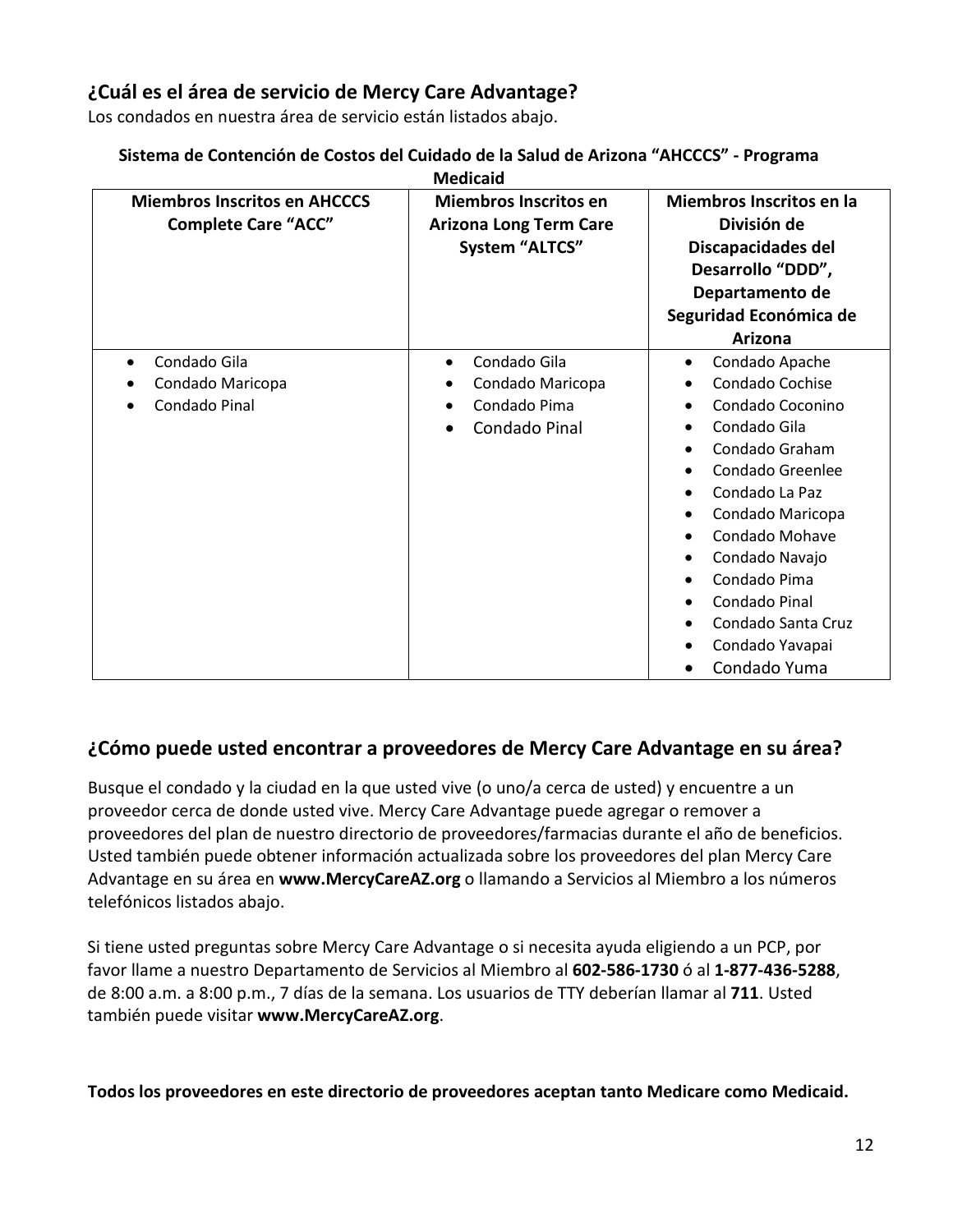## ¿Cuál es el área de servicio de Mercy Care Advantage?

Los condados en nuestra área de servicio están listados abajo.

**Sistema de Contención de Costos del Cuidado de la Salud de Arizona "AHCCCS" - Programa Medicaid**

| Miembros Inscritos en AHCCCS Complete Care "ACC" | Miembros Inscritos en Arizona Long Term Care System "ALTCS" | Miembros Inscritos en la División de Discapacidades del Desarrollo "DDD", Departamento de Seguridad Económica de Arizona |
|---|---|---|
| • Condado Gila<br>• Condado Maricopa<br>• Condado Pinal | • Condado Gila<br>• Condado Maricopa<br>• Condado Pima<br>• Condado Pinal | • Condado Apache<br>• Condado Cochise<br>• Condado Coconino<br>• Condado Gila<br>• Condado Graham<br>• Condado Greenlee<br>• Condado La Paz<br>• Condado Maricopa<br>• Condado Mohave<br>• Condado Navajo<br>• Condado Pima<br>• Condado Pinal<br>• Condado Santa Cruz<br>• Condado Yavapai<br>• Condado Yuma |

## ¿Cómo puede usted encontrar a proveedores de Mercy Care Advantage en su área?

Busque el condado y la ciudad en la que usted vive (o uno/a cerca de usted) y encuentre a un proveedor cerca de donde usted vive. Mercy Care Advantage puede agregar o remover a proveedores del plan de nuestro directorio de proveedores/farmacias durante el año de beneficios. Usted también puede obtener información actualizada sobre los proveedores del plan Mercy Care Advantage en su área en **www.MercyCareAZ.org** o llamando a Servicios al Miembro a los números telefónicos listados abajo.

Si tiene usted preguntas sobre Mercy Care Advantage o si necesita ayuda eligiendo a un PCP, por favor llame a nuestro Departamento de Servicios al Miembro al **602-586-1730** ó al **1-877-436-5288**, de 8:00 a.m. a 8:00 p.m., 7 días de la semana. Los usuarios de TTY deberían llamar al **711**. Usted también puede visitar **www.MercyCareAZ.org**.

**Todos los proveedores en este directorio de proveedores aceptan tanto Medicare como Medicaid.**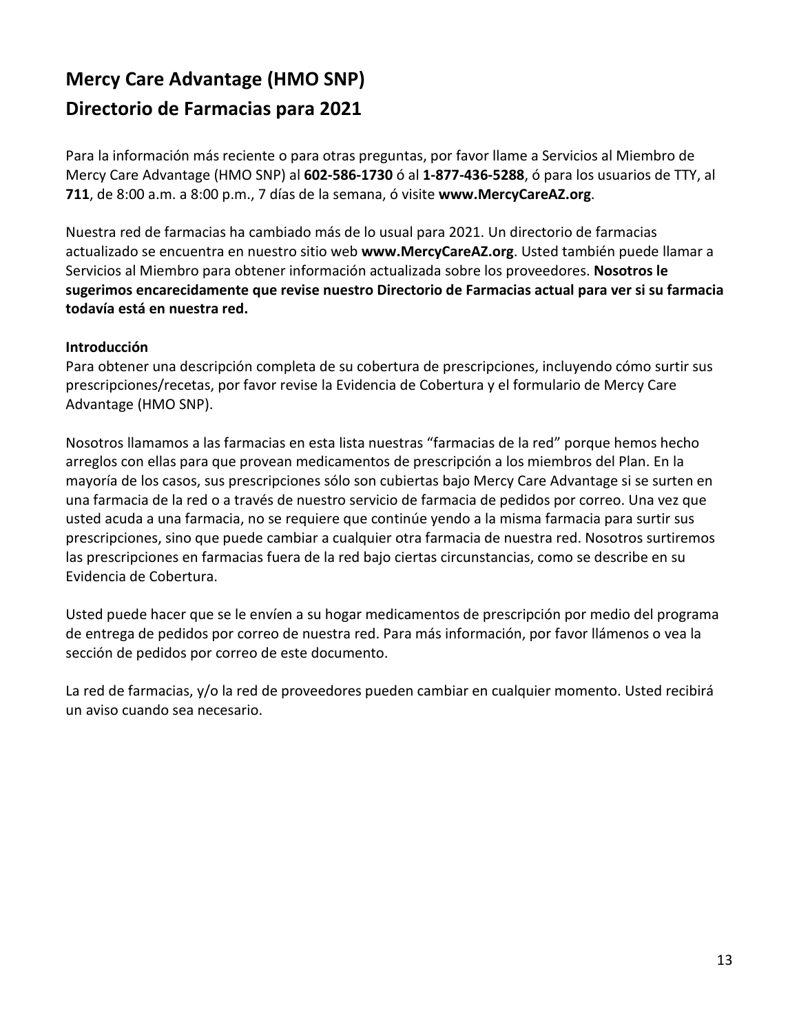# Mercy Care Advantage (HMO SNP)
# Directorio de Farmacias para 2021

Para la información más reciente o para otras preguntas, por favor llame a Servicios al Miembro de Mercy Care Advantage (HMO SNP) al **602-586-1730** ó al **1-877-436-5288**, ó para los usuarios de TTY, al **711**, de 8:00 a.m. a 8:00 p.m., 7 días de la semana, ó visite **www.MercyCareAZ.org**.

Nuestra red de farmacias ha cambiado más de lo usual para 2021. Un directorio de farmacias actualizado se encuentra en nuestro sitio web **www.MercyCareAZ.org**. Usted también puede llamar a Servicios al Miembro para obtener información actualizada sobre los proveedores. **Nosotros le sugerimos encarecidamente que revise nuestro Directorio de Farmacias actual para ver si su farmacia todavía está en nuestra red.**

## Introducción

Para obtener una descripción completa de su cobertura de prescripciones, incluyendo cómo surtir sus prescripciones/recetas, por favor revise la Evidencia de Cobertura y el formulario de Mercy Care Advantage (HMO SNP).

Nosotros llamamos a las farmacias en esta lista nuestras "farmacias de la red" porque hemos hecho arreglos con ellas para que provean medicamentos de prescripción a los miembros del Plan. En la mayoría de los casos, sus prescripciones sólo son cubiertas bajo Mercy Care Advantage si se surten en una farmacia de la red o a través de nuestro servicio de farmacia de pedidos por correo. Una vez que usted acuda a una farmacia, no se requiere que continúe yendo a la misma farmacia para surtir sus prescripciones, sino que puede cambiar a cualquier otra farmacia de nuestra red. Nosotros surtiremos las prescripciones en farmacias fuera de la red bajo ciertas circunstancias, como se describe en su Evidencia de Cobertura.

Usted puede hacer que se le envíen a su hogar medicamentos de prescripción por medio del programa de entrega de pedidos por correo de nuestra red. Para más información, por favor llámenos o vea la sección de pedidos por correo de este documento.

La red de farmacias, y/o la red de proveedores pueden cambiar en cualquier momento. Usted recibirá un aviso cuando sea necesario.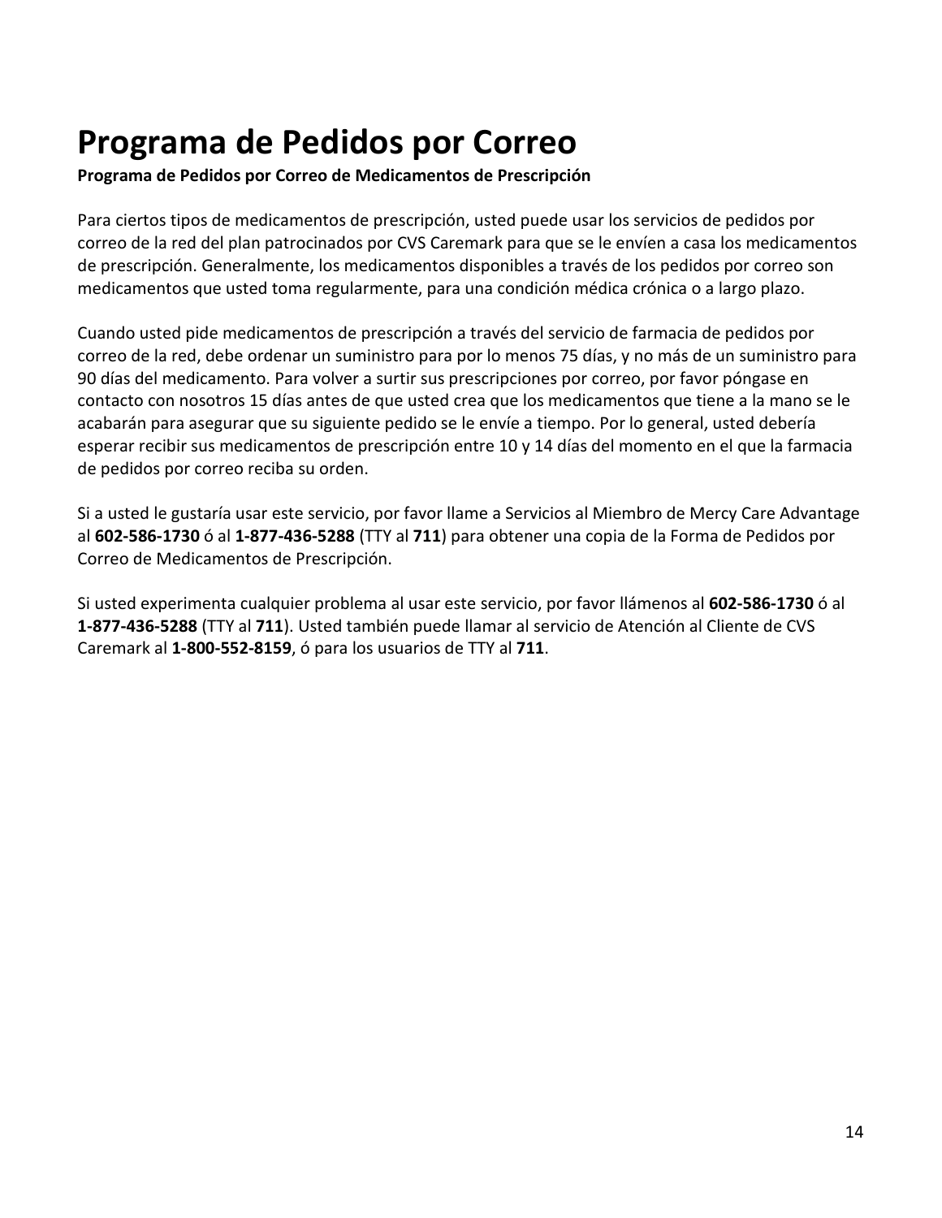# Programa de Pedidos por Correo

**Programa de Pedidos por Correo de Medicamentos de Prescripción**

Para ciertos tipos de medicamentos de prescripción, usted puede usar los servicios de pedidos por correo de la red del plan patrocinados por CVS Caremark para que se le envíen a casa los medicamentos de prescripción. Generalmente, los medicamentos disponibles a través de los pedidos por correo son medicamentos que usted toma regularmente, para una condición médica crónica o a largo plazo.

Cuando usted pide medicamentos de prescripción a través del servicio de farmacia de pedidos por correo de la red, debe ordenar un suministro para por lo menos 75 días, y no más de un suministro para 90 días del medicamento. Para volver a surtir sus prescripciones por correo, por favor póngase en contacto con nosotros 15 días antes de que usted crea que los medicamentos que tiene a la mano se le acabarán para asegurar que su siguiente pedido se le envíe a tiempo. Por lo general, usted debería esperar recibir sus medicamentos de prescripción entre 10 y 14 días del momento en el que la farmacia de pedidos por correo reciba su orden.

Si a usted le gustaría usar este servicio, por favor llame a Servicios al Miembro de Mercy Care Advantage al **602-586-1730** ó al **1-877-436-5288** (TTY al **711**) para obtener una copia de la Forma de Pedidos por Correo de Medicamentos de Prescripción.

Si usted experimenta cualquier problema al usar este servicio, por favor llámenos al **602-586-1730** ó al **1-877-436-5288** (TTY al **711**). Usted también puede llamar al servicio de Atención al Cliente de CVS Caremark al **1-800-552-8159**, ó para los usuarios de TTY al **711**.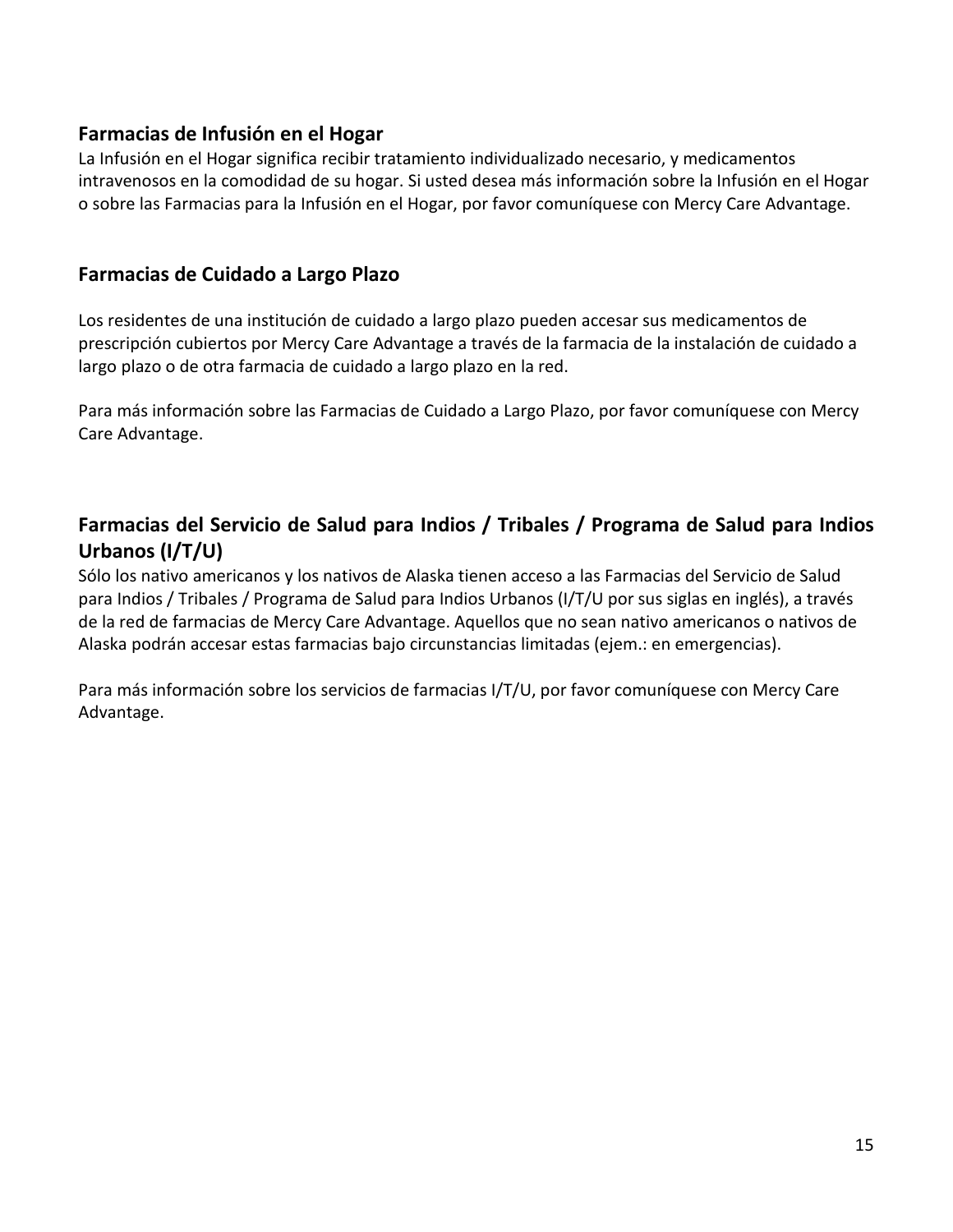## Farmacias de Infusión en el Hogar

La Infusión en el Hogar significa recibir tratamiento individualizado necesario, y medicamentos intravenosos en la comodidad de su hogar. Si usted desea más información sobre la Infusión en el Hogar o sobre las Farmacias para la Infusión en el Hogar, por favor comuníquese con Mercy Care Advantage.

## Farmacias de Cuidado a Largo Plazo

Los residentes de una institución de cuidado a largo plazo pueden accesar sus medicamentos de prescripción cubiertos por Mercy Care Advantage a través de la farmacia de la instalación de cuidado a largo plazo o de otra farmacia de cuidado a largo plazo en la red.

Para más información sobre las Farmacias de Cuidado a Largo Plazo, por favor comuníquese con Mercy Care Advantage.

## Farmacias del Servicio de Salud para Indios / Tribales / Programa de Salud para Indios Urbanos (I/T/U)

Sólo los nativo americanos y los nativos de Alaska tienen acceso a las Farmacias del Servicio de Salud para Indios / Tribales / Programa de Salud para Indios Urbanos (I/T/U por sus siglas en inglés), a través de la red de farmacias de Mercy Care Advantage. Aquellos que no sean nativo americanos o nativos de Alaska podrán accesar estas farmacias bajo circunstancias limitadas (ejem.: en emergencias).

Para más información sobre los servicios de farmacias I/T/U, por favor comuníquese con Mercy Care Advantage.